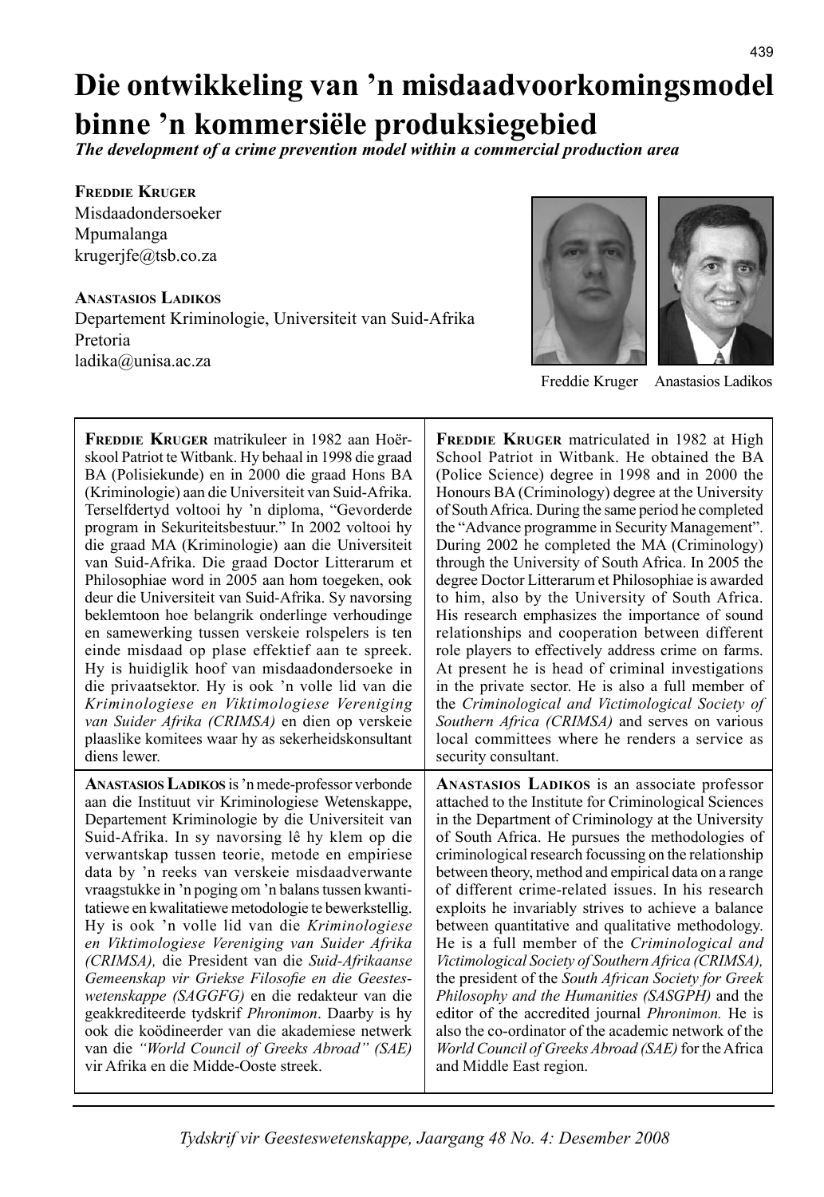# Die ontwikkeling van 'n misdaadvoorkomingsmodel binne 'n kommersiële produksiegebied

***The development of a crime prevention model within a commercial production area***

**Freddie Kruger**
Misdaadondersoeker
Mpumalanga
krugerjfe@tsb.co.za

**Anastasios Ladikos**
Departement Kriminologie, Universiteit van Suid-Afrika
Pretoria
ladika@unisa.ac.za

Freddie Kruger Anastasios Ladikos

**Freddie Kruger** matrikuleer in 1982 aan Hoërskool Patriot te Witbank. Hy behaal in 1998 die graad BA (Polisiekunde) en in 2000 die graad Hons BA (Kriminologie) aan die Universiteit van Suid-Afrika. Terselfdertyd voltooi hy 'n diploma, "Gevorderde program in Sekuriteitsbestuur." In 2002 voltooi hy die graad MA (Kriminologie) aan die Universiteit van Suid-Afrika. Die graad Doctor Litterarum et Philosophiae word in 2005 aan hom toegeken, ook deur die Universiteit van Suid-Afrika. Sy navorsing beklemtoon hoe belangrik onderlinge verhoudinge en samewerking tussen verskeie rolspelers is ten einde misdaad op plase effektief aan te spreek. Hy is huidiglik hoof van misdaadondersoeke in die privaatsektor. Hy is ook 'n volle lid van die *Kriminologiese en Viktimologiese Vereniging van Suider Afrika (CRIMSA)* en dien op verskeie plaaslike komitees waar hy as sekerheidskonsultant diens lewer.

**Freddie Kruger** matriculated in 1982 at High School Patriot in Witbank. He obtained the BA (Police Science) degree in 1998 and in 2000 the Honours BA (Criminology) degree at the University of South Africa. During the same period he completed the "Advance programme in Security Management". During 2002 he completed the MA (Criminology) through the University of South Africa. In 2005 the degree Doctor Litterarum et Philosophiae is awarded to him, also by the University of South Africa. His research emphasizes the importance of sound relationships and cooperation between different role players to effectively address crime on farms. At present he is head of criminal investigations in the private sector. He is also a full member of the *Criminological and Victimological Society of Southern Africa (CRIMSA)* and serves on various local committees where he renders a service as security consultant.

**Anastasios Ladikos** is 'n mede-professor verbonde aan die Instituut vir Kriminologiese Wetenskappe, Departement Kriminologie by die Universiteit van Suid-Afrika. In sy navorsing lê hy klem op die verwantskap tussen teorie, metode en empiriese data by 'n reeks van verskeie misdaadverwante vraagstukke in 'n poging om 'n balans tussen kwantitatiewe en kwalitatiewe metodologie te bewerkstellig. Hy is ook 'n volle lid van die *Kriminologiese en Viktimologiese Vereniging van Suider Afrika (CRIMSA),* die President van die *Suid-Afrikaanse Gemeenskap vir Griekse Filosofie en die Geesteswetenskappe (SAGGFG)* en die redakteur van die geakkrediteerde tydskrif *Phronimon*. Daarby is hy ook die koödineerder van die akademiese netwerk van die *"World Council of Greeks Abroad" (SAE)* vir Afrika en die Midde-Ooste streek.

**Anastasios Ladikos** is an associate professor attached to the Institute for Criminological Sciences in the Department of Criminology at the University of South Africa. He pursues the methodologies of criminological research focussing on the relationship between theory, method and empirical data on a range of different crime-related issues. In his research exploits he invariably strives to achieve a balance between quantitative and qualitative methodology. He is a full member of the *Criminological and Victimological Society of Southern Africa (CRIMSA),* the president of the *South African Society for Greek Philosophy and the Humanities (SASGPH)* and the editor of the accredited journal *Phronimon.* He is also the co-ordinator of the academic network of the *World Council of Greeks Abroad (SAE)* for the Africa and Middle East region.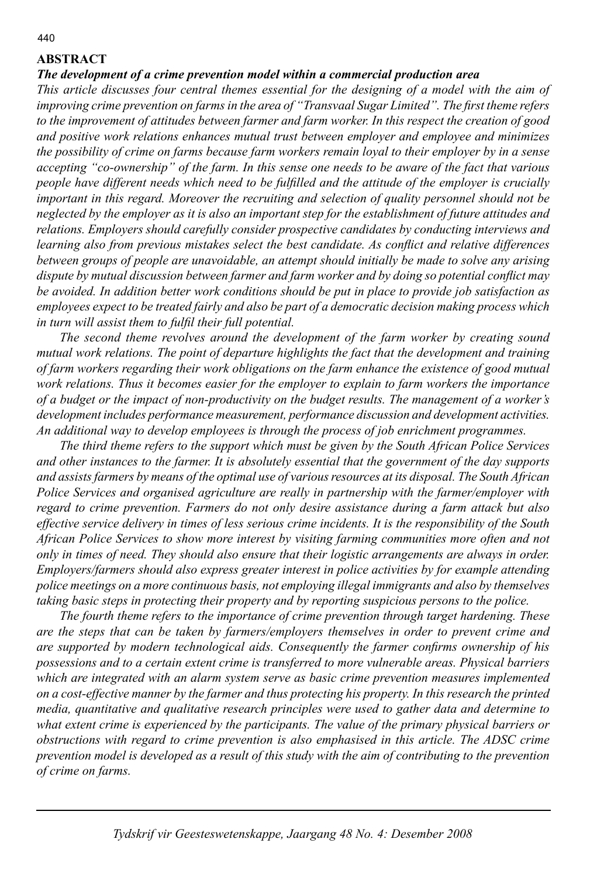## ABSTRACT

***The development of a crime prevention model within a commercial production area***

*This article discusses four central themes essential for the designing of a model with the aim of improving crime prevention on farms in the area of "Transvaal Sugar Limited". The first theme refers to the improvement of attitudes between farmer and farm worker. In this respect the creation of good and positive work relations enhances mutual trust between employer and employee and minimizes the possibility of crime on farms because farm workers remain loyal to their employer by in a sense accepting "co-ownership" of the farm. In this sense one needs to be aware of the fact that various people have different needs which need to be fulfilled and the attitude of the employer is crucially important in this regard. Moreover the recruiting and selection of quality personnel should not be neglected by the employer as it is also an important step for the establishment of future attitudes and relations. Employers should carefully consider prospective candidates by conducting interviews and learning also from previous mistakes select the best candidate. As conflict and relative differences between groups of people are unavoidable, an attempt should initially be made to solve any arising dispute by mutual discussion between farmer and farm worker and by doing so potential conflict may be avoided. In addition better work conditions should be put in place to provide job satisfaction as employees expect to be treated fairly and also be part of a democratic decision making process which in turn will assist them to fulfil their full potential.*

*The second theme revolves around the development of the farm worker by creating sound mutual work relations. The point of departure highlights the fact that the development and training of farm workers regarding their work obligations on the farm enhance the existence of good mutual work relations. Thus it becomes easier for the employer to explain to farm workers the importance of a budget or the impact of non-productivity on the budget results. The management of a worker's development includes performance measurement, performance discussion and development activities. An additional way to develop employees is through the process of job enrichment programmes.*

*The third theme refers to the support which must be given by the South African Police Services and other instances to the farmer. It is absolutely essential that the government of the day supports and assists farmers by means of the optimal use of various resources at its disposal. The South African Police Services and organised agriculture are really in partnership with the farmer/employer with regard to crime prevention. Farmers do not only desire assistance during a farm attack but also effective service delivery in times of less serious crime incidents. It is the responsibility of the South African Police Services to show more interest by visiting farming communities more often and not only in times of need. They should also ensure that their logistic arrangements are always in order. Employers/farmers should also express greater interest in police activities by for example attending police meetings on a more continuous basis, not employing illegal immigrants and also by themselves taking basic steps in protecting their property and by reporting suspicious persons to the police.*

*The fourth theme refers to the importance of crime prevention through target hardening. These are the steps that can be taken by farmers/employers themselves in order to prevent crime and are supported by modern technological aids. Consequently the farmer confirms ownership of his possessions and to a certain extent crime is transferred to more vulnerable areas. Physical barriers which are integrated with an alarm system serve as basic crime prevention measures implemented on a cost-effective manner by the farmer and thus protecting his property. In this research the printed media, quantitative and qualitative research principles were used to gather data and determine to what extent crime is experienced by the participants. The value of the primary physical barriers or obstructions with regard to crime prevention is also emphasised in this article. The ADSC crime prevention model is developed as a result of this study with the aim of contributing to the prevention of crime on farms.*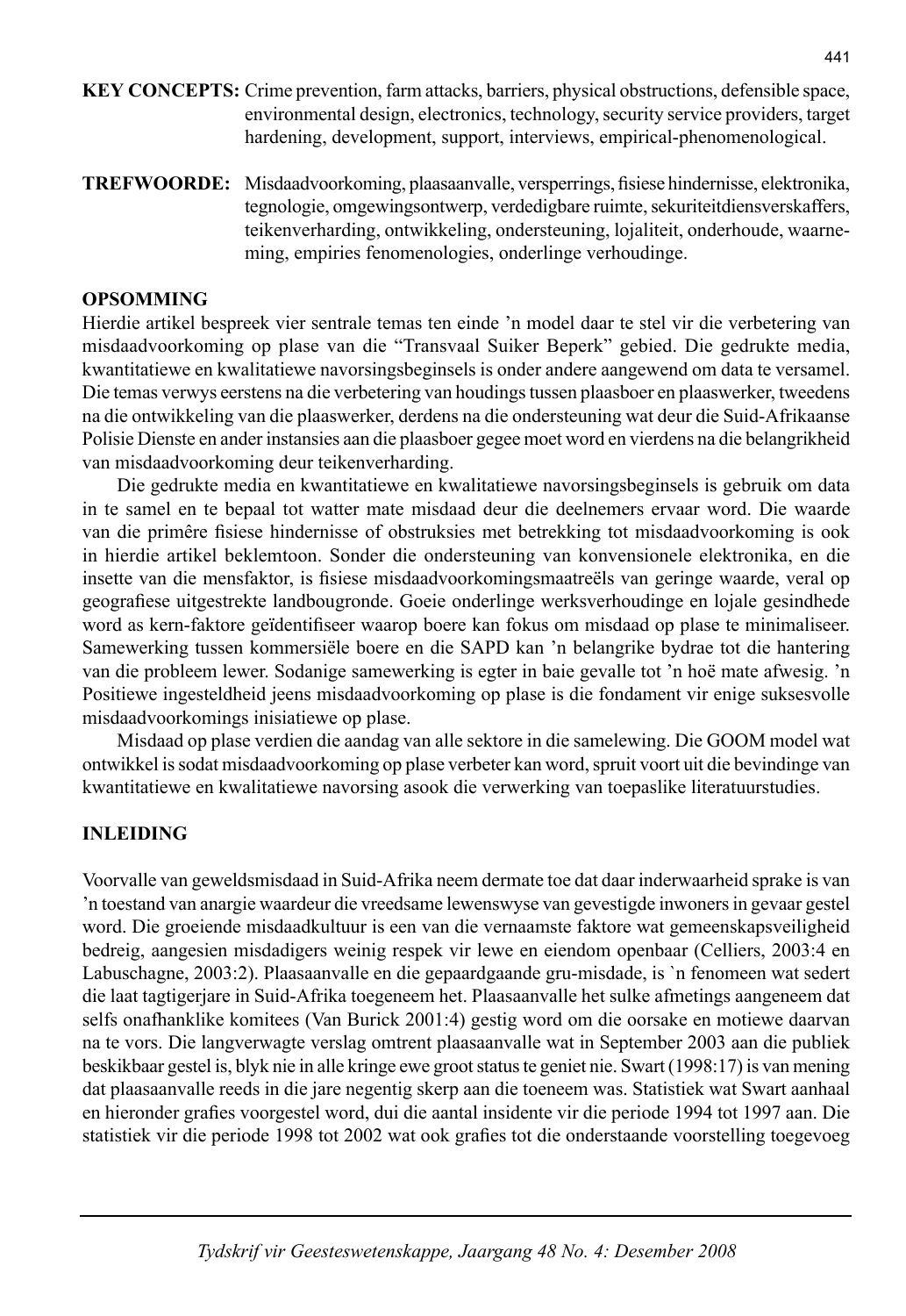**KEY CONCEPTS:** Crime prevention, farm attacks, barriers, physical obstructions, defensible space, environmental design, electronics, technology, security service providers, target hardening, development, support, interviews, empirical-phenomenological.

**TREFWOORDE:** Misdaadvoorkoming, plaasaanvalle, versperrings, fisiese hindernisse, elektronika, tegnologie, omgewingsontwerp, verdedigbare ruimte, sekuriteitdiensverskaffers, teikenverharding, ontwikkeling, ondersteuning, lojaliteit, onderhoude, waarneming, empiries fenomenologies, onderlinge verhoudinge.

## OPSOMMING

Hierdie artikel bespreek vier sentrale temas ten einde 'n model daar te stel vir die verbetering van misdaadvoorkoming op plase van die "Transvaal Suiker Beperk" gebied. Die gedrukte media, kwantitatiewe en kwalitatiewe navorsingsbeginsels is onder andere aangewend om data te versamel. Die temas verwys eerstens na die verbetering van houdings tussen plaasboer en plaaswerker, tweedens na die ontwikkeling van die plaaswerker, derdens na die ondersteuning wat deur die Suid-Afrikaanse Polisie Dienste en ander instansies aan die plaasboer gegee moet word en vierdens na die belangrikheid van misdaadvoorkoming deur teikenverharding.

Die gedrukte media en kwantitatiewe en kwalitatiewe navorsingsbeginsels is gebruik om data in te samel en te bepaal tot watter mate misdaad deur die deelnemers ervaar word. Die waarde van die primêre fisiese hindernisse of obstruksies met betrekking tot misdaadvoorkoming is ook in hierdie artikel beklemtoon. Sonder die ondersteuning van konvensionele elektronika, en die insette van die mensfaktor, is fisiese misdaadvoorkomingsmaatreëls van geringe waarde, veral op geografiese uitgestrekte landbougronde. Goeie onderlinge werksverhoudinge en lojale gesindhede word as kern-faktore geïdentifiseer waarop boere kan fokus om misdaad op plase te minimaliseer. Samewerking tussen kommersiële boere en die SAPD kan 'n belangrike bydrae tot die hantering van die probleem lewer. Sodanige samewerking is egter in baie gevalle tot 'n hoë mate afwesig. 'n Positiewe ingesteldheid jeens misdaadvoorkoming op plase is die fondament vir enige suksesvolle misdaadvoorkomings inisiatiewe op plase.

Misdaad op plase verdien die aandag van alle sektore in die samelewing. Die GOOM model wat ontwikkel is sodat misdaadvoorkoming op plase verbeter kan word, spruit voort uit die bevindinge van kwantitatiewe en kwalitatiewe navorsing asook die verwerking van toepaslike literatuurstudies.

## INLEIDING

Voorvalle van geweldsmisdaad in Suid-Afrika neem dermate toe dat daar inderwaarheid sprake is van 'n toestand van anargie waardeur die vreedsame lewenswyse van gevestigde inwoners in gevaar gestel word. Die groeiende misdaadkultuur is een van die vernaamste faktore wat gemeenskapsveiligheid bedreig, aangesien misdadigers weinig respek vir lewe en eiendom openbaar (Celliers, 2003:4 en Labuschagne, 2003:2). Plaasaanvalle en die gepaardgaande gru-misdade, is `n fenomeen wat sedert die laat tagtigerjare in Suid-Afrika toegeneem het. Plaasaanvalle het sulke afmetings aangeneem dat selfs onafhanklike komitees (Van Burick 2001:4) gestig word om die oorsake en motiewe daarvan na te vors. Die langverwagte verslag omtrent plaasaanvalle wat in September 2003 aan die publiek beskikbaar gestel is, blyk nie in alle kringe ewe groot status te geniet nie. Swart (1998:17) is van mening dat plaasaanvalle reeds in die jare negentig skerp aan die toeneem was. Statistiek wat Swart aanhaal en hieronder grafies voorgestel word, dui die aantal insidente vir die periode 1994 tot 1997 aan. Die statistiek vir die periode 1998 tot 2002 wat ook grafies tot die onderstaande voorstelling toegevoeg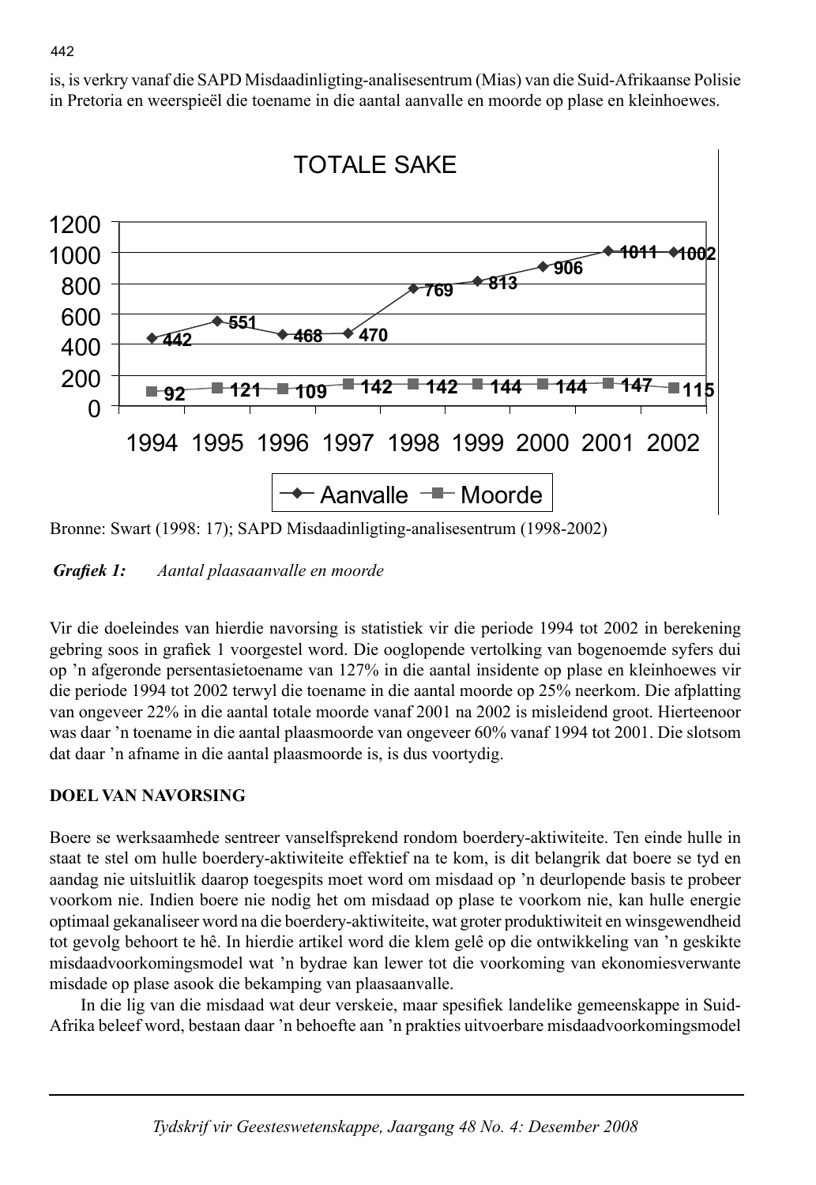is, is verkry vanaf die SAPD Misdaadinligting-analisesentrum (Mias) van die Suid-Afrikaanse Polisie in Pretoria en weerspieël die toename in die aantal aanvalle en moorde op plase en kleinhoewes.

**TOTALE SAKE**

| | 1994 | 1995 | 1996 | 1997 | 1998 | 1999 | 2000 | 2001 | 2002 |
|---|---|---|---|---|---|---|---|---|---|
| Aanvalle | 442 | 551 | 468 | 470 | 769 | 813 | 906 | 1011 | 1002 |
| Moorde | 92 | 121 | 109 | 142 | 142 | 144 | 144 | 147 | 115 |

Bronne: Swart (1998: 17); SAPD Misdaadinligting-analisesentrum (1998-2002)

***Grafiek 1:*** *Aantal plaasaanvalle en moorde*

Vir die doeleindes van hierdie navorsing is statistiek vir die periode 1994 tot 2002 in berekening gebring soos in grafiek 1 voorgestel word. Die ooglopende vertolking van bogenoemde syfers dui op 'n afgeronde persentasietoename van 127% in die aantal insidente op plase en kleinhoewes vir die periode 1994 tot 2002 terwyl die toename in die aantal moorde op 25% neerkom. Die afplatting van ongeveer 22% in die aantal totale moorde vanaf 2001 na 2002 is misleidend groot. Hierteenoor was daar 'n toename in die aantal plaasmoorde van ongeveer 60% vanaf 1994 tot 2001. Die slotsom dat daar 'n afname in die aantal plaasmoorde is, is dus voortydig.

## DOEL VAN NAVORSING

Boere se werksaamhede sentreer vanselfsprekend rondom boerdery-aktiwiteite. Ten einde hulle in staat te stel om hulle boerdery-aktiwiteite effektief na te kom, is dit belangrik dat boere se tyd en aandag nie uitsluitlik daarop toegespits moet word om misdaad op 'n deurlopende basis te probeer voorkom nie. Indien boere nie nodig het om misdaad op plase te voorkom nie, kan hulle energie optimaal gekanaliseer word na die boerdery-aktiwiteite, wat groter produktiwiteit en winsgewendheid tot gevolg behoort te hê. In hierdie artikel word die klem gelê op die ontwikkeling van 'n geskikte misdaadvoorkomingsmodel wat 'n bydrae kan lewer tot die voorkoming van ekonomiesverwante misdade op plase asook die bekamping van plaasaanvalle.

In die lig van die misdaad wat deur verskeie, maar spesifiek landelike gemeenskappe in Suid-Afrika beleef word, bestaan daar 'n behoefte aan 'n prakties uitvoerbare misdaadvoorkomingsmodel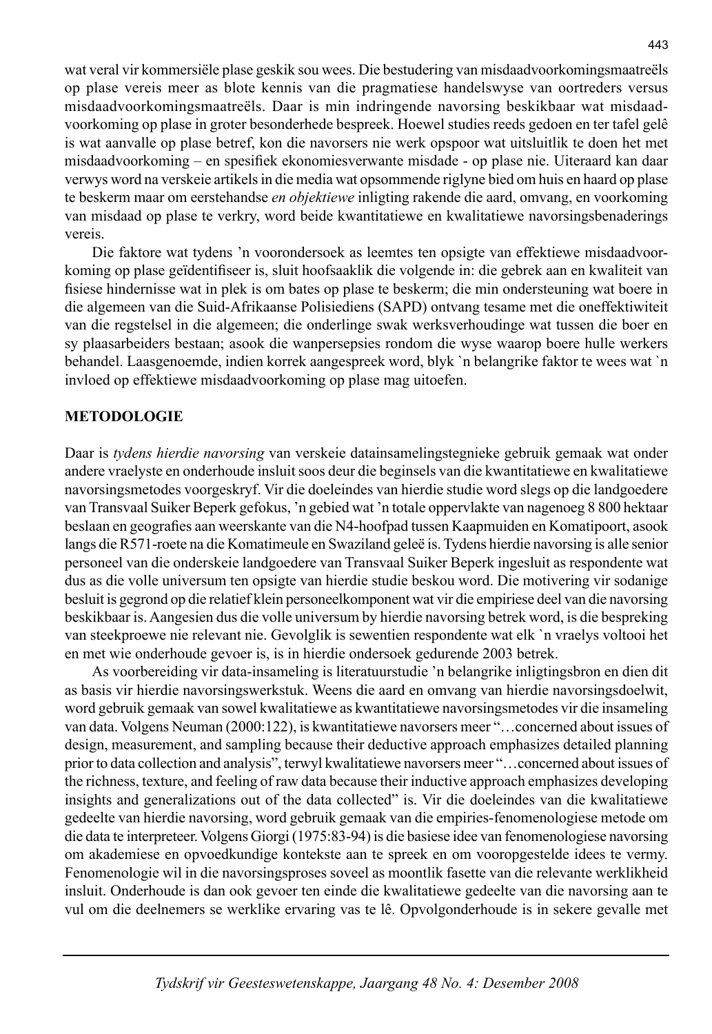wat veral vir kommersiële plase geskik sou wees. Die bestudering van misdaadvoorkomingsmaatreëls op plase vereis meer as blote kennis van die pragmatiese handelswyse van oortreders versus misdaadvoorkomingsmaatreëls. Daar is min indringende navorsing beskikbaar wat misdaadvoorkoming op plase in groter besonderhede bespreek. Hoewel studies reeds gedoen en ter tafel gelê is wat aanvalle op plase betref, kon die navorsers nie werk opspoor wat uitsluitlik te doen het met misdaadvoorkoming – en spesifiek ekonomiesverwante misdade - op plase nie. Uiteraard kan daar verwys word na verskeie artikels in die media wat opsommende riglyne bied om huis en haard op plase te beskerm maar om eerstehandse *en objektiewe* inligting rakende die aard, omvang, en voorkoming van misdaad op plase te verkry, word beide kwantitatiewe en kwalitatiewe navorsingsbenaderings vereis.

Die faktore wat tydens 'n voorondersoek as leemtes ten opsigte van effektiewe misdaadvoorkoming op plase geïdentifiseer is, sluit hoofsaaklik die volgende in: die gebrek aan en kwaliteit van fisiese hindernisse wat in plek is om bates op plase te beskerm; die min ondersteuning wat boere in die algemeen van die Suid-Afrikaanse Polisiediens (SAPD) ontvang tesame met die oneffektiwiteit van die regstelsel in die algemeen; die onderlinge swak werksverhoudinge wat tussen die boer en sy plaasarbeiders bestaan; asook die wanpersepsies rondom die wyse waarop boere hulle werkers behandel. Laasgenoemde, indien korrek aangespreek word, blyk `n belangrike faktor te wees wat `n invloed op effektiewe misdaadvoorkoming op plase mag uitoefen.

## METODOLOGIE

Daar is *tydens hierdie navorsing* van verskeie datainsamelingstegnieke gebruik gemaak wat onder andere vraelyste en onderhoude insluit soos deur die beginsels van die kwantitatiewe en kwalitatiewe navorsingsmetodes voorgeskryf. Vir die doeleindes van hierdie studie word slegs op die landgoedere van Transvaal Suiker Beperk gefokus, 'n gebied wat 'n totale oppervlakte van nagenoeg 8 800 hektaar beslaan en geografies aan weerskante van die N4-hoofpad tussen Kaapmuiden en Komatipoort, asook langs die R571-roete na die Komatimeule en Swaziland geleë is. Tydens hierdie navorsing is alle senior personeel van die onderskeie landgoedere van Transvaal Suiker Beperk ingesluit as respondente wat dus as die volle universum ten opsigte van hierdie studie beskou word. Die motivering vir sodanige besluit is gegrond op die relatief klein personeelkomponent wat vir die empiriese deel van die navorsing beskikbaar is. Aangesien dus die volle universum by hierdie navorsing betrek word, is die bespreking van steekproewe nie relevant nie. Gevolglik is sewentien respondente wat elk `n vraelys voltooi het en met wie onderhoude gevoer is, is in hierdie ondersoek gedurende 2003 betrek.

As voorbereiding vir data-insameling is literatuurstudie 'n belangrike inligtingsbron en dien dit as basis vir hierdie navorsingswerkstuk. Weens die aard en omvang van hierdie navorsingsdoelwit, word gebruik gemaak van sowel kwalitatiewe as kwantitatiewe navorsingsmetodes vir die insameling van data. Volgens Neuman (2000:122), is kwantitatiewe navorsers meer "…concerned about issues of design, measurement, and sampling because their deductive approach emphasizes detailed planning prior to data collection and analysis", terwyl kwalitatiewe navorsers meer "…concerned about issues of the richness, texture, and feeling of raw data because their inductive approach emphasizes developing insights and generalizations out of the data collected" is. Vir die doeleindes van die kwalitatiewe gedeelte van hierdie navorsing, word gebruik gemaak van die empiries-fenomenologiese metode om die data te interpreteer. Volgens Giorgi (1975:83-94) is die basiese idee van fenomenologiese navorsing om akademiese en opvoedkundige kontekste aan te spreek en om vooropgestelde idees te vermy. Fenomenologie wil in die navorsingsproses soveel as moontlik fasette van die relevante werklikheid insluit. Onderhoude is dan ook gevoer ten einde die kwalitatiewe gedeelte van die navorsing aan te vul om die deelnemers se werklike ervaring vas te lê. Opvolgonderhoude is in sekere gevalle met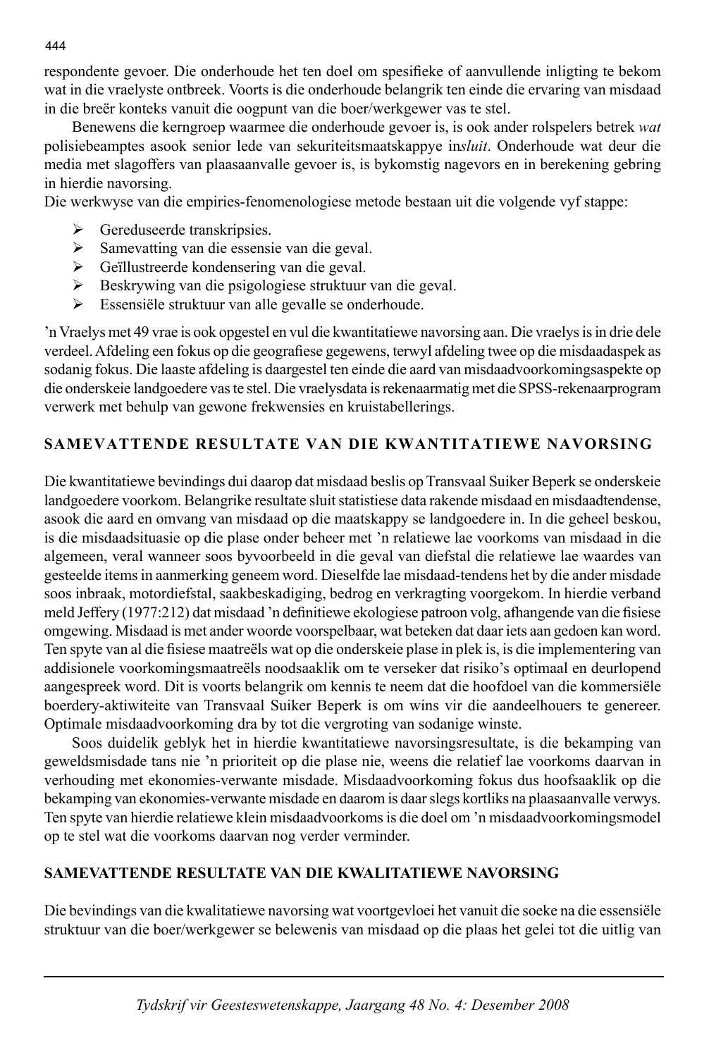respondente gevoer. Die onderhoude het ten doel om spesifieke of aanvullende inligting te bekom wat in die vraelyste ontbreek. Voorts is die onderhoude belangrik ten einde die ervaring van misdaad in die breër konteks vanuit die oogpunt van die boer/werkgewer vas te stel.

Benewens die kerngroep waarmee die onderhoude gevoer is, is ook ander rolspelers betrek *wat* polisiebeamptes asook senior lede van sekuriteitsmaatskappye in*sluit*. Onderhoude wat deur die media met slagoffers van plaasaanvalle gevoer is, is bykomstig nagevors en in berekening gebring in hierdie navorsing.

Die werkwyse van die empiries-fenomenologiese metode bestaan uit die volgende vyf stappe:

- Gereduseerde transkripsies.
- Samevatting van die essensie van die geval.
- Geïllustreerde kondensering van die geval.
- Beskrywing van die psigologiese struktuur van die geval.
- Essensiële struktuur van alle gevalle se onderhoude.

'n Vraelys met 49 vrae is ook opgestel en vul die kwantitatiewe navorsing aan. Die vraelys is in drie dele verdeel. Afdeling een fokus op die geografiese gegewens, terwyl afdeling twee op die misdaadaspek as sodanig fokus. Die laaste afdeling is daargestel ten einde die aard van misdaadvoorkomingsaspekte op die onderskeie landgoedere vas te stel. Die vraelysdata is rekenaarmatig met die SPSS-rekenaarprogram verwerk met behulp van gewone frekwensies en kruistabellerings.

## SAMEVATTENDE RESULTATE VAN DIE KWANTITATIEWE NAVORSING

Die kwantitatiewe bevindings dui daarop dat misdaad beslis op Transvaal Suiker Beperk se onderskeie landgoedere voorkom. Belangrike resultate sluit statistiese data rakende misdaad en misdaadtendense, asook die aard en omvang van misdaad op die maatskappy se landgoedere in. In die geheel beskou, is die misdaadsituasie op die plase onder beheer met 'n relatiewe lae voorkoms van misdaad in die algemeen, veral wanneer soos byvoorbeeld in die geval van diefstal die relatiewe lae waardes van gesteelde items in aanmerking geneem word. Dieselfde lae misdaad-tendens het by die ander misdade soos inbraak, motordiefstal, saakbeskadiging, bedrog en verkragting voorgekom. In hierdie verband meld Jeffery (1977:212) dat misdaad 'n definitiewe ekologiese patroon volg, afhangende van die fisiese omgewing. Misdaad is met ander woorde voorspelbaar, wat beteken dat daar iets aan gedoen kan word. Ten spyte van al die fisiese maatreëls wat op die onderskeie plase in plek is, is die implementering van addisionele voorkomingsmaatreëls noodsaaklik om te verseker dat risiko's optimaal en deurlopend aangespreek word. Dit is voorts belangrik om kennis te neem dat die hoofdoel van die kommersiële boerdery-aktiwiteite van Transvaal Suiker Beperk is om wins vir die aandeelhouers te genereer. Optimale misdaadvoorkoming dra by tot die vergroting van sodanige winste.

Soos duidelik geblyk het in hierdie kwantitatiewe navorsingsresultate, is die bekamping van geweldsmisdade tans nie 'n prioriteit op die plase nie, weens die relatief lae voorkoms daarvan in verhouding met ekonomies-verwante misdade. Misdaadvoorkoming fokus dus hoofsaaklik op die bekamping van ekonomies-verwante misdade en daarom is daar slegs kortliks na plaasaanvalle verwys. Ten spyte van hierdie relatiewe klein misdaadvoorkoms is die doel om 'n misdaadvoorkomingsmodel op te stel wat die voorkoms daarvan nog verder verminder.

## SAMEVATTENDE RESULTATE VAN DIE KWALITATIEWE NAVORSING

Die bevindings van die kwalitatiewe navorsing wat voortgevloei het vanuit die soeke na die essensiële struktuur van die boer/werkgewer se belewenis van misdaad op die plaas het gelei tot die uitlig van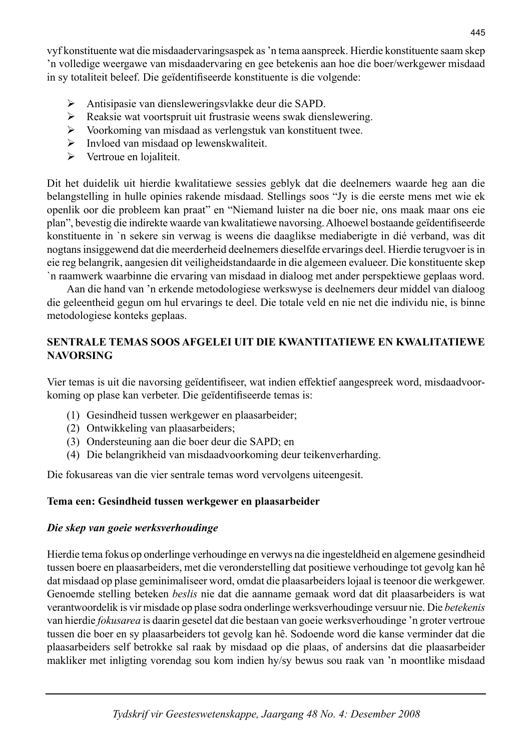vyf konstituente wat die misdaadervaringsaspek as 'n tema aanspreek. Hierdie konstituente saam skep 'n volledige weergawe van misdaadervaring en gee betekenis aan hoe die boer/werkgewer misdaad in sy totaliteit beleef. Die geïdentifiseerde konstituente is die volgende:

- Antisipasie van diensleweringsvlakke deur die SAPD.
- Reaksie wat voortspruit uit frustrasie weens swak dienslewering.
- Voorkoming van misdaad as verlengstuk van konstituent twee.
- Invloed van misdaad op lewenskwaliteit.
- Vertroue en lojaliteit.

Dit het duidelik uit hierdie kwalitatiewe sessies geblyk dat die deelnemers waarde heg aan die belangstelling in hulle opinies rakende misdaad. Stellings soos "Jy is die eerste mens met wie ek openlik oor die probleem kan praat" en "Niemand luister na die boer nie, ons maak maar ons eie plan", bevestig die indirekte waarde van kwalitatiewe navorsing. Alhoewel bostaande geïdentifiseerde konstituente in `n sekere sin verwag is weens die daaglikse mediaberigte in dié verband, was dit nogtans insiggewend dat die meerderheid deelnemers dieselfde ervarings deel. Hierdie terugvoer is in eie reg belangrik, aangesien dit veiligheidstandaarde in die algemeen evalueer. Die konstituente skep `n raamwerk waarbinne die ervaring van misdaad in dialoog met ander perspektiewe geplaas word.

Aan die hand van 'n erkende metodologiese werkswyse is deelnemers deur middel van dialoog die geleentheid gegun om hul ervarings te deel. Die totale veld en nie net die individu nie, is binne metodologiese konteks geplaas.

## SENTRALE TEMAS SOOS AFGELEI UIT DIE KWANTITATIEWE EN KWALITATIEWE NAVORSING

Vier temas is uit die navorsing geïdentifiseer, wat indien effektief aangespreek word, misdaadvoorkoming op plase kan verbeter. Die geïdentifiseerde temas is:

(1) Gesindheid tussen werkgewer en plaasarbeider;
(2) Ontwikkeling van plaasarbeiders;
(3) Ondersteuning aan die boer deur die SAPD; en
(4) Die belangrikheid van misdaadvoorkoming deur teikenverharding.

Die fokusareas van die vier sentrale temas word vervolgens uiteengesit.

### Tema een: Gesindheid tussen werkgewer en plaasarbeider

#### *Die skep van goeie werksverhoudinge*

Hierdie tema fokus op onderlinge verhoudinge en verwys na die ingesteldheid en algemene gesindheid tussen boere en plaasarbeiders, met die veronderstelling dat positiewe verhoudinge tot gevolg kan hê dat misdaad op plase geminimaliseer word, omdat die plaasarbeiders lojaal is teenoor die werkgewer. Genoemde stelling beteken *beslis* nie dat die aanname gemaak word dat dit plaasarbeiders is wat verantwoordelik is vir misdade op plase sodra onderlinge werksverhoudinge versuur nie. Die *betekenis* van hierdie *fokusarea* is daarin gesetel dat die bestaan van goeie werksverhoudinge 'n groter vertroue tussen die boer en sy plaasarbeiders tot gevolg kan hê. Sodoende word die kanse verminder dat die plaasarbeiders self betrokke sal raak by misdaad op die plaas, of andersins dat die plaasarbeider makliker met inligting vorendag sou kom indien hy/sy bewus sou raak van 'n moontlike misdaad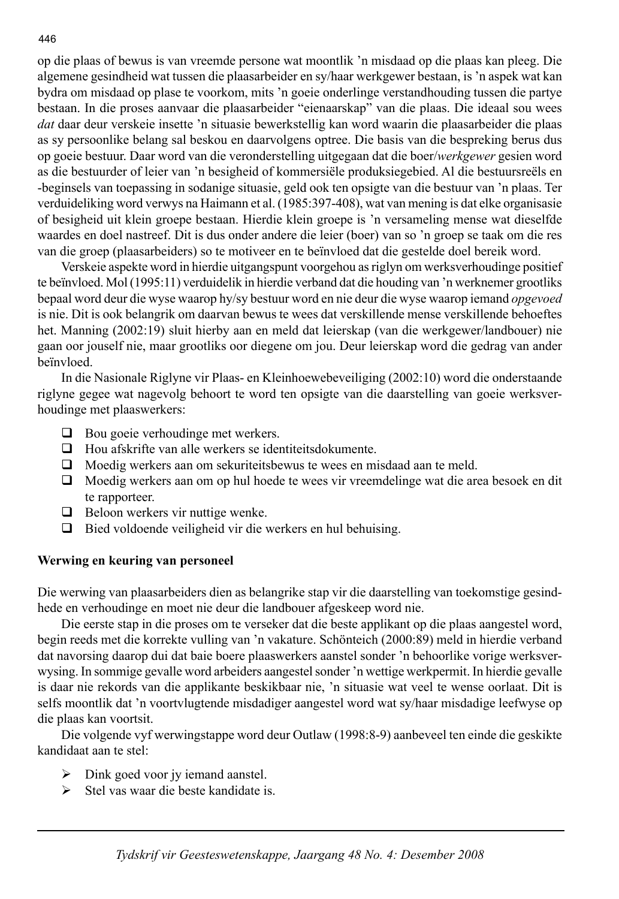op die plaas of bewus is van vreemde persone wat moontlik 'n misdaad op die plaas kan pleeg. Die algemene gesindheid wat tussen die plaasarbeider en sy/haar werkgewer bestaan, is 'n aspek wat kan bydra om misdaad op plase te voorkom, mits 'n goeie onderlinge verstandhouding tussen die partye bestaan. In die proses aanvaar die plaasarbeider "eienaarskap" van die plaas. Die ideaal sou wees *dat* daar deur verskeie insette 'n situasie bewerkstellig kan word waarin die plaasarbeider die plaas as sy persoonlike belang sal beskou en daarvolgens optree. Die basis van die bespreking berus dus op goeie bestuur. Daar word van die veronderstelling uitgegaan dat die boer/*werkgewer* gesien word as die bestuurder of leier van 'n besigheid of kommersiële produksiegebied. Al die bestuursreëls en -beginsels van toepassing in sodanige situasie, geld ook ten opsigte van die bestuur van 'n plaas. Ter verduideliking word verwys na Haimann et al. (1985:397-408), wat van mening is dat elke organisasie of besigheid uit klein groepe bestaan. Hierdie klein groepe is 'n versameling mense wat dieselfde waardes en doel nastreef. Dit is dus onder andere die leier (boer) van so 'n groep se taak om die res van die groep (plaasarbeiders) so te motiveer en te beïnvloed dat die gestelde doel bereik word.

Verskeie aspekte word in hierdie uitgangspunt voorgehou as riglyn om werksverhoudinge positief te beïnvloed. Mol (1995:11) verduidelik in hierdie verband dat die houding van 'n werknemer grootliks bepaal word deur die wyse waarop hy/sy bestuur word en nie deur die wyse waarop iemand *opgevoed* is nie. Dit is ook belangrik om daarvan bewus te wees dat verskillende mense verskillende behoeftes het. Manning (2002:19) sluit hierby aan en meld dat leierskap (van die werkgewer/landbouer) nie gaan oor jouself nie, maar grootliks oor diegene om jou. Deur leierskap word die gedrag van ander beïnvloed.

In die Nasionale Riglyne vir Plaas- en Kleinhoewebeveiliging (2002:10) word die onderstaande riglyne gegee wat nagevolg behoort te word ten opsigte van die daarstelling van goeie werksverhoudinge met plaaswerkers:

- Bou goeie verhoudinge met werkers.
- Hou afskrifte van alle werkers se identiteitsdokumente.
- Moedig werkers aan om sekuriteitsbewus te wees en misdaad aan te meld.
- Moedig werkers aan om op hul hoede te wees vir vreemdelinge wat die area besoek en dit te rapporteer.
- Beloon werkers vir nuttige wenke.
- Bied voldoende veiligheid vir die werkers en hul behuising.

**Werwing en keuring van personeel**

Die werwing van plaasarbeiders dien as belangrike stap vir die daarstelling van toekomstige gesindhede en verhoudinge en moet nie deur die landbouer afgeskeep word nie.

Die eerste stap in die proses om te verseker dat die beste applikant op die plaas aangestel word, begin reeds met die korrekte vulling van 'n vakature. Schönteich (2000:89) meld in hierdie verband dat navorsing daarop dui dat baie boere plaaswerkers aanstel sonder 'n behoorlike vorige werksverwysing. In sommige gevalle word arbeiders aangestel sonder 'n wettige werkpermit. In hierdie gevalle is daar nie rekords van die applikante beskikbaar nie, 'n situasie wat veel te wense oorlaat. Dit is selfs moontlik dat 'n voortvlugtende misdadiger aangestel word wat sy/haar misdadige leefwyse op die plaas kan voortsit.

Die volgende vyf werwingstappe word deur Outlaw (1998:8-9) aanbeveel ten einde die geskikte kandidaat aan te stel:

- Dink goed voor jy iemand aanstel.
- Stel vas waar die beste kandidate is.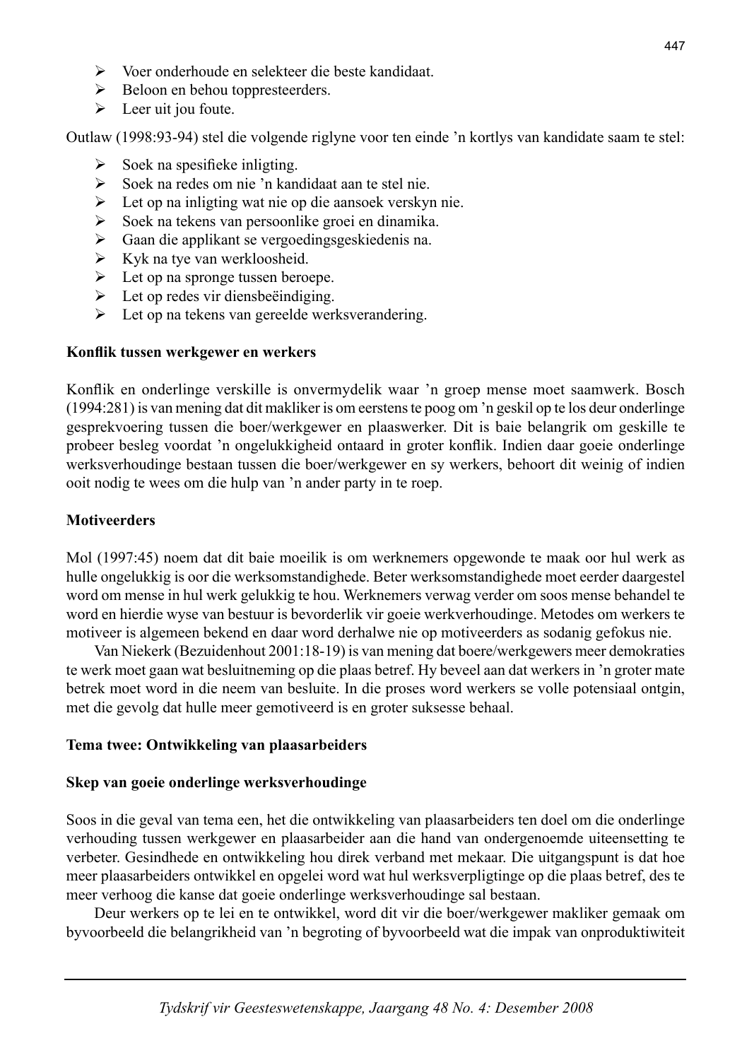- Voer onderhoude en selekteer die beste kandidaat.
- Beloon en behou toppresteerders.
- Leer uit jou foute.

Outlaw (1998:93-94) stel die volgende riglyne voor ten einde ’n kortlys van kandidate saam te stel:

- Soek na spesifieke inligting.
- Soek na redes om nie ’n kandidaat aan te stel nie.
- Let op na inligting wat nie op die aansoek verskyn nie.
- Soek na tekens van persoonlike groei en dinamika.
- Gaan die applikant se vergoedingsgeskiedenis na.
- Kyk na tye van werkloosheid.
- Let op na spronge tussen beroepe.
- Let op redes vir diensbeëindiging.
- Let op na tekens van gereelde werksverandering.

**Konflik tussen werkgewer en werkers**

Konflik en onderlinge verskille is onvermydelik waar ’n groep mense moet saamwerk. Bosch (1994:281) is van mening dat dit makliker is om eerstens te poog om ’n geskil op te los deur onderlinge gesprekvoering tussen die boer/werkgewer en plaaswerker. Dit is baie belangrik om geskille te probeer besleg voordat ’n ongelukkigheid ontaard in groter konflik. Indien daar goeie onderlinge werksverhoudinge bestaan tussen die boer/werkgewer en sy werkers, behoort dit weinig of indien ooit nodig te wees om die hulp van ’n ander party in te roep.

**Motiveerders**

Mol (1997:45) noem dat dit baie moeilik is om werknemers opgewonde te maak oor hul werk as hulle ongelukkig is oor die werksomstandighede. Beter werksomstandighede moet eerder daargestel word om mense in hul werk gelukkig te hou. Werknemers verwag verder om soos mense behandel te word en hierdie wyse van bestuur is bevorderlik vir goeie werkverhoudinge. Metodes om werkers te motiveer is algemeen bekend en daar word derhalwe nie op motiveerders as sodanig gefokus nie.

Van Niekerk (Bezuidenhout 2001:18-19) is van mening dat boere/werkgewers meer demokraties te werk moet gaan wat besluitneming op die plaas betref. Hy beveel aan dat werkers in ’n groter mate betrek moet word in die neem van besluite. In die proses word werkers se volle potensiaal ontgin, met die gevolg dat hulle meer gemotiveerd is en groter suksesse behaal.

**Tema twee: Ontwikkeling van plaasarbeiders**

**Skep van goeie onderlinge werksverhoudinge**

Soos in die geval van tema een, het die ontwikkeling van plaasarbeiders ten doel om die onderlinge verhouding tussen werkgewer en plaasarbeider aan die hand van ondergenoemde uiteensetting te verbeter. Gesindhede en ontwikkeling hou direk verband met mekaar. Die uitgangspunt is dat hoe meer plaasarbeiders ontwikkel en opgelei word wat hul werksverpligtinge op die plaas betref, des te meer verhoog die kanse dat goeie onderlinge werksverhoudinge sal bestaan.

Deur werkers op te lei en te ontwikkel, word dit vir die boer/werkgewer makliker gemaak om byvoorbeeld die belangrikheid van ’n begroting of byvoorbeeld wat die impak van onproduktiwiteit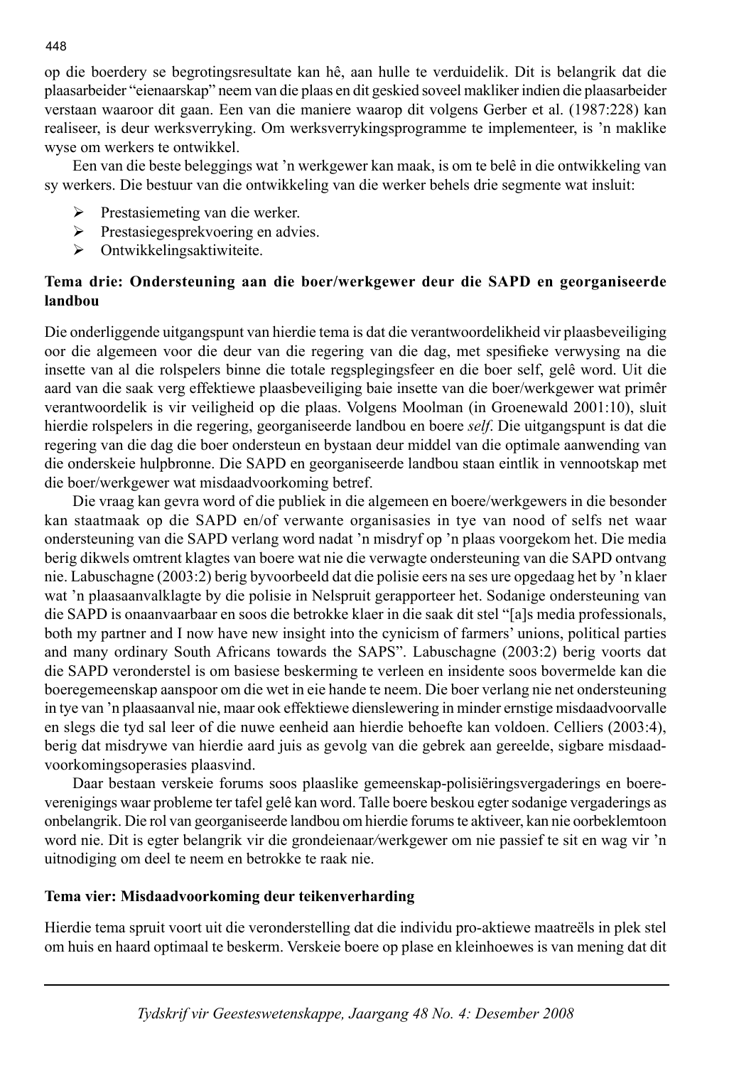op die boerdery se begrotingsresultate kan hê, aan hulle te verduidelik. Dit is belangrik dat die plaasarbeider "eienaarskap" neem van die plaas en dit geskied soveel makliker indien die plaasarbeider verstaan waaroor dit gaan. Een van die maniere waarop dit volgens Gerber et al. (1987:228) kan realiseer, is deur werksverryking. Om werksverrykingsprogramme te implementeer, is 'n maklike wyse om werkers te ontwikkel.

Een van die beste beleggings wat 'n werkgewer kan maak, is om te belê in die ontwikkeling van sy werkers. Die bestuur van die ontwikkeling van die werker behels drie segmente wat insluit:

- Prestasiemeting van die werker.
- Prestasiegesprekvoering en advies.
- Ontwikkelingsaktiwiteite.

**Tema drie: Ondersteuning aan die boer/werkgewer deur die SAPD en georganiseerde landbou**

Die onderliggende uitgangspunt van hierdie tema is dat die verantwoordelikheid vir plaasbeveiliging oor die algemeen voor die deur van die regering van die dag, met spesifieke verwysing na die insette van al die rolspelers binne die totale regsplegingsfeer en die boer self, gelê word. Uit die aard van die saak verg effektiewe plaasbeveiliging baie insette van die boer/werkgewer wat primêr verantwoordelik is vir veiligheid op die plaas. Volgens Moolman (in Groenewald 2001:10), sluit hierdie rolspelers in die regering, georganiseerde landbou en boere *self*. Die uitgangspunt is dat die regering van die dag die boer ondersteun en bystaan deur middel van die optimale aanwending van die onderskeie hulpbronne. Die SAPD en georganiseerde landbou staan eintlik in vennootskap met die boer/werkgewer wat misdaadvoorkoming betref.

Die vraag kan gevra word of die publiek in die algemeen en boere/werkgewers in die besonder kan staatmaak op die SAPD en/of verwante organisasies in tye van nood of selfs net waar ondersteuning van die SAPD verlang word nadat 'n misdryf op 'n plaas voorgekom het. Die media berig dikwels omtrent klagtes van boere wat nie die verwagte ondersteuning van die SAPD ontvang nie. Labuschagne (2003:2) berig byvoorbeeld dat die polisie eers na ses ure opgedaag het by 'n klaer wat 'n plaasaanvalklagte by die polisie in Nelspruit gerapporteer het. Sodanige ondersteuning van die SAPD is onaanvaarbaar en soos die betrokke klaer in die saak dit stel "[a]s media professionals, both my partner and I now have new insight into the cynicism of farmers' unions, political parties and many ordinary South Africans towards the SAPS". Labuschagne (2003:2) berig voorts dat die SAPD veronderstel is om basiese beskerming te verleen en insidente soos bovermelde kan die boeregemeenskap aanspoor om die wet in eie hande te neem. Die boer verlang nie net ondersteuning in tye van 'n plaasaanval nie, maar ook effektiewe dienslewering in minder ernstige misdaadvoorvalle en slegs die tyd sal leer of die nuwe eenheid aan hierdie behoefte kan voldoen. Celliers (2003:4), berig dat misdrywe van hierdie aard juis as gevolg van die gebrek aan gereelde, sigbare misdaadvoorkomingsoperasies plaasvind.

Daar bestaan verskeie forums soos plaaslike gemeenskap-polisiëringsvergaderings en boereverenigings waar probleme ter tafel gelê kan word. Talle boere beskou egter sodanige vergaderings as onbelangrik. Die rol van georganiseerde landbou om hierdie forums te aktiveer, kan nie oorbeklemtoon word nie. Dit is egter belangrik vir die grondeienaar/werkgewer om nie passief te sit en wag vir 'n uitnodiging om deel te neem en betrokke te raak nie.

**Tema vier: Misdaadvoorkoming deur teikenverharding**

Hierdie tema spruit voort uit die veronderstelling dat die individu pro-aktiewe maatreëls in plek stel om huis en haard optimaal te beskerm. Verskeie boere op plase en kleinhoewes is van mening dat dit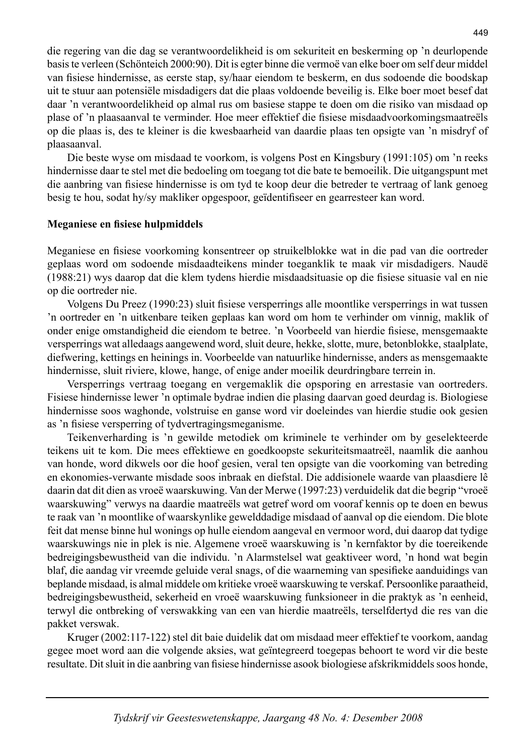die regering van die dag se verantwoordelikheid is om sekuriteit en beskerming op 'n deurlopende basis te verleen (Schönteich 2000:90). Dit is egter binne die vermoë van elke boer om self deur middel van fisiese hindernisse, as eerste stap, sy/haar eiendom te beskerm, en dus sodoende die boodskap uit te stuur aan potensiële misdadigers dat die plaas voldoende beveilig is. Elke boer moet besef dat daar 'n verantwoordelikheid op almal rus om basiese stappe te doen om die risiko van misdaad op plase of 'n plaasaanval te verminder. Hoe meer effektief die fisiese misdaadvoorkomingsmaatreëls op die plaas is, des te kleiner is die kwesbaarheid van daardie plaas ten opsigte van 'n misdryf of plaasaanval.

Die beste wyse om misdaad te voorkom, is volgens Post en Kingsbury (1991:105) om 'n reeks hindernisse daar te stel met die bedoeling om toegang tot die bate te bemoeilik. Die uitgangspunt met die aanbring van fisiese hindernisse is om tyd te koop deur die betreder te vertraag of lank genoeg besig te hou, sodat hy/sy makliker opgespoor, geïdentifiseer en gearresteer kan word.

**Meganiese en fisiese hulpmiddels**

Meganiese en fisiese voorkoming konsentreer op struikelblokke wat in die pad van die oortreder geplaas word om sodoende misdaadteikens minder toeganklik te maak vir misdadigers. Naudë (1988:21) wys daarop dat die klem tydens hierdie misdaadsituasie op die fisiese situasie val en nie op die oortreder nie.

Volgens Du Preez (1990:23) sluit fisiese versperrings alle moontlike versperrings in wat tussen 'n oortreder en 'n uitkenbare teiken geplaas kan word om hom te verhinder om vinnig, maklik of onder enige omstandigheid die eiendom te betree. 'n Voorbeeld van hierdie fisiese, mensgemaakte versperrings wat alledaags aangewend word, sluit deure, hekke, slotte, mure, betonblokke, staalplate, diefwering, kettings en heinings in. Voorbeelde van natuurlike hindernisse, anders as mensgemaakte hindernisse, sluit riviere, klowe, hange, of enige ander moeilik deurdringbare terrein in.

Versperrings vertraag toegang en vergemaklik die opsporing en arrestasie van oortreders. Fisiese hindernisse lewer 'n optimale bydrae indien die plasing daarvan goed deurdag is. Biologiese hindernisse soos waghonde, volstruise en ganse word vir doeleindes van hierdie studie ook gesien as 'n fisiese versperring of tydvertragingsmeganisme.

Teikenverharding is 'n gewilde metodiek om kriminele te verhinder om by geselekteerde teikens uit te kom. Die mees effektiewe en goedkoopste sekuriteitsmaatreël, naamlik die aanhou van honde, word dikwels oor die hoof gesien, veral ten opsigte van die voorkoming van betreding en ekonomies-verwante misdade soos inbraak en diefstal. Die addisionele waarde van plaasdiere lê daarin dat dit dien as vroeë waarskuwing. Van der Merwe (1997:23) verduidelik dat die begrip "vroeë waarskuwing" verwys na daardie maatreëls wat getref word om vooraf kennis op te doen en bewus te raak van 'n moontlike of waarskynlike gewelddadige misdaad of aanval op die eiendom. Die blote feit dat mense binne hul wonings op hulle eiendom aangeval en vermoor word, dui daarop dat tydige waarskuwings nie in plek is nie. Algemene vroeë waarskuwing is 'n kernfaktor by die toereikende bedreigingsbewustheid van die individu. 'n Alarmstelsel wat geaktiveer word, 'n hond wat begin blaf, die aandag vir vreemde geluide veral snags, of die waarneming van spesifieke aanduidings van beplande misdaad, is almal middele om kritieke vroeë waarskuwing te verskaf. Persoonlike paraatheid, bedreigingsbewustheid, sekerheid en vroeë waarskuwing funksioneer in die praktyk as 'n eenheid, terwyl die ontbreking of verswakking van een van hierdie maatreëls, terselfdertyd die res van die pakket verswak.

Kruger (2002:117-122) stel dit baie duidelik dat om misdaad meer effektief te voorkom, aandag gegee moet word aan die volgende aksies, wat geïntegreerd toegepas behoort te word vir die beste resultate. Dit sluit in die aanbring van fisiese hindernisse asook biologiese afskrikmiddels soos honde,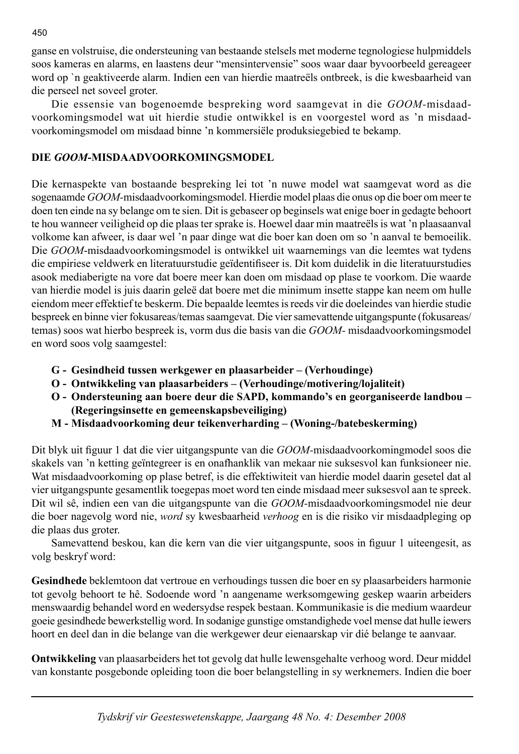ganse en volstruise, die ondersteuning van bestaande stelsels met moderne tegnologiese hulpmiddels soos kameras en alarms, en laastens deur "mensintervensie" soos waar daar byvoorbeeld gereageer word op `n geaktiveerde alarm. Indien een van hierdie maatreëls ontbreek, is die kwesbaarheid van die perseel net soveel groter.

Die essensie van bogenoemde bespreking word saamgevat in die *GOOM*-misdaadvoorkomingsmodel wat uit hierdie studie ontwikkel is en voorgestel word as 'n misdaadvoorkomingsmodel om misdaad binne 'n kommersiële produksiegebied te bekamp.

## DIE *GOOM*-MISDAADVOORKOMINGSMODEL

Die kernaspekte van bostaande bespreking lei tot 'n nuwe model wat saamgevat word as die sogenaamde *GOOM*-misdaadvoorkomingsmodel. Hierdie model plaas die onus op die boer om meer te doen ten einde na sy belange om te sien. Dit is gebaseer op beginsels wat enige boer in gedagte behoort te hou wanneer veiligheid op die plaas ter sprake is. Hoewel daar min maatreëls is wat 'n plaasaanval volkome kan afweer, is daar wel 'n paar dinge wat die boer kan doen om so 'n aanval te bemoeilik. Die *GOOM*-misdaadvoorkomingsmodel is ontwikkel uit waarnemings van die leemtes wat tydens die empiriese veldwerk en literatuurstudie geïdentifiseer is. Dit kom duidelik in die literatuurstudies asook mediaberigte na vore dat boere meer kan doen om misdaad op plase te voorkom. Die waarde van hierdie model is juis daarin geleë dat boere met die minimum insette stappe kan neem om hulle eiendom meer effektief te beskerm. Die bepaalde leemtes is reeds vir die doeleindes van hierdie studie bespreek en binne vier fokusareas/temas saamgevat. Die vier samevattende uitgangspunte (fokusareas/temas) soos wat hierbo bespreek is, vorm dus die basis van die *GOOM*- misdaadvoorkomingsmodel en word soos volg saamgestel:

- **G - Gesindheid tussen werkgewer en plaasarbeider – (Verhoudinge)**
- **O - Ontwikkeling van plaasarbeiders – (Verhoudinge/motivering/lojaliteit)**
- **O - Ondersteuning aan boere deur die SAPD, kommando's en georganiseerde landbou – (Regeringsinsette en gemeenskapsbeveiliging)**
- **M - Misdaadvoorkoming deur teikenverharding – (Woning-/batebeskerming)**

Dit blyk uit figuur 1 dat die vier uitgangspunte van die *GOOM*-misdaadvoorkomingmodel soos die skakels van 'n ketting geïntegreer is en onafhanklik van mekaar nie suksesvol kan funksioneer nie. Wat misdaadvoorkoming op plase betref, is die effektiwiteit van hierdie model daarin gesetel dat al vier uitgangspunte gesamentlik toegepas moet word ten einde misdaad meer suksesvol aan te spreek. Dit wil sê, indien een van die uitgangspunte van die *GOOM*-misdaadvoorkomingsmodel nie deur die boer nagevolg word nie, *word* sy kwesbaarheid *verhoog* en is die risiko vir misdaadpleging op die plaas dus groter.

Samevattend beskou, kan die kern van die vier uitgangspunte, soos in figuur 1 uiteengesit, as volg beskryf word:

**Gesindhede** beklemtoon dat vertroue en verhoudings tussen die boer en sy plaasarbeiders harmonie tot gevolg behoort te hê. Sodoende word 'n aangename werksomgewing geskep waarin arbeiders menswaardig behandel word en wedersydse respek bestaan. Kommunikasie is die medium waardeur goeie gesindhede bewerkstellig word. In sodanige gunstige omstandighede voel mense dat hulle iewers hoort en deel dan in die belange van die werkgewer deur eienaarskap vir dié belange te aanvaar.

**Ontwikkeling** van plaasarbeiders het tot gevolg dat hulle lewensgehalte verhoog word. Deur middel van konstante posgebonde opleiding toon die boer belangstelling in sy werknemers. Indien die boer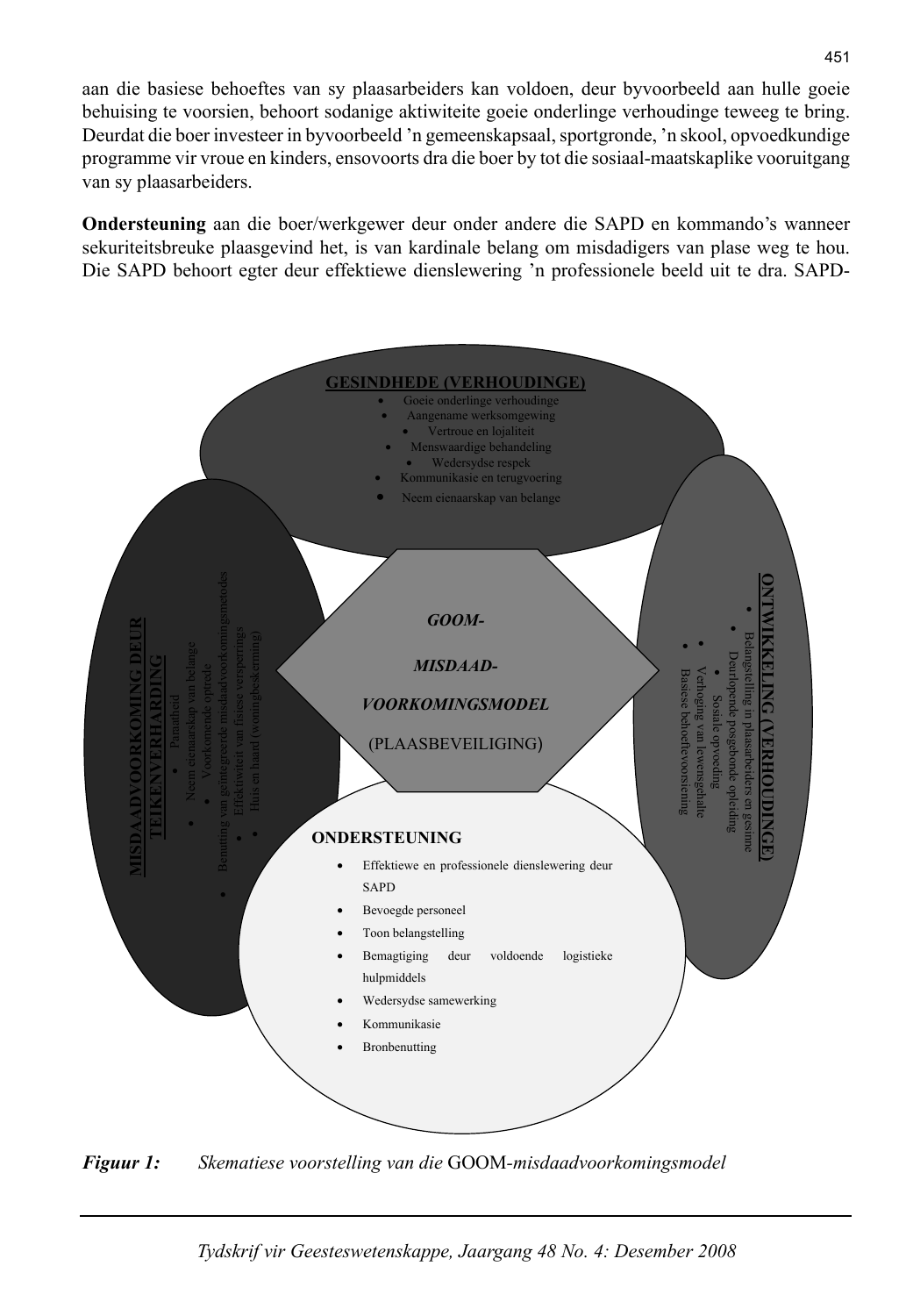aan die basiese behoeftes van sy plaasarbeiders kan voldoen, deur byvoorbeeld aan hulle goeie behuising te voorsien, behoort sodanige aktiwiteite goeie onderlinge verhoudinge teweeg te bring. Deurdat die boer investeer in byvoorbeeld 'n gemeenskapsaal, sportgronde, 'n skool, opvoedkundige programme vir vroue en kinders, ensovoorts dra die boer by tot die sosiaal-maatskaplike vooruitgang van sy plaasarbeiders.

**Ondersteuning** aan die boer/werkgewer deur onder andere die SAPD en kommando's wanneer sekuriteitsbreuke plaasgevind het, is van kardinale belang om misdadigers van plase weg te hou. Die SAPD behoort egter deur effektiewe dienslewering 'n professionele beeld uit te dra. SAPD-

**GOOM-MISDAAD-VOORKOMINGSMODEL** (PLAASBEVEILIGING)

**GESINDHEDE (VERHOUDINGE)**
- Goeie onderlinge verhoudinge
- Aangename werksomgewing
- Vertroue en lojaliteit
- Menswaardige behandeling
- Wedersydse respek
- Kommunikasie en terugvoering
- Neem eienaarskap van belange

**MISDAADVOORKOMING DEUR TEIKENVERHARDING**
- Paraatheid
- Neem eienaarskap van belange
- Voorkomende optrede
- Benutting van geïntegreerde misdaadvoorkomingsmetodes
- Effektiwiteit van fisiese versperrings
- Huis en haard (woningbeskerming)

**ONTWIKKELING (VERHOUDINGE)**
- Belangstelling in plaasarbeiders en gesinne
- Deurlopende posgebonde opleiding
- Sosiale opvoeding
- Verhoging van lewensgehalte
- Basiese behoeftevoorsiening

**ONDERSTEUNING**
- Effektiewe en professionele dienslewering deur SAPD
- Bevoegde personeel
- Toon belangstelling
- Bemagtiging deur voldoende logistieke hulpmiddels
- Wedersydse samewerking
- Kommunikasie
- Bronbenutting

***Figuur 1:*** *Skematiese voorstelling van die* GOOM-*misdaadvoorkomingsmodel*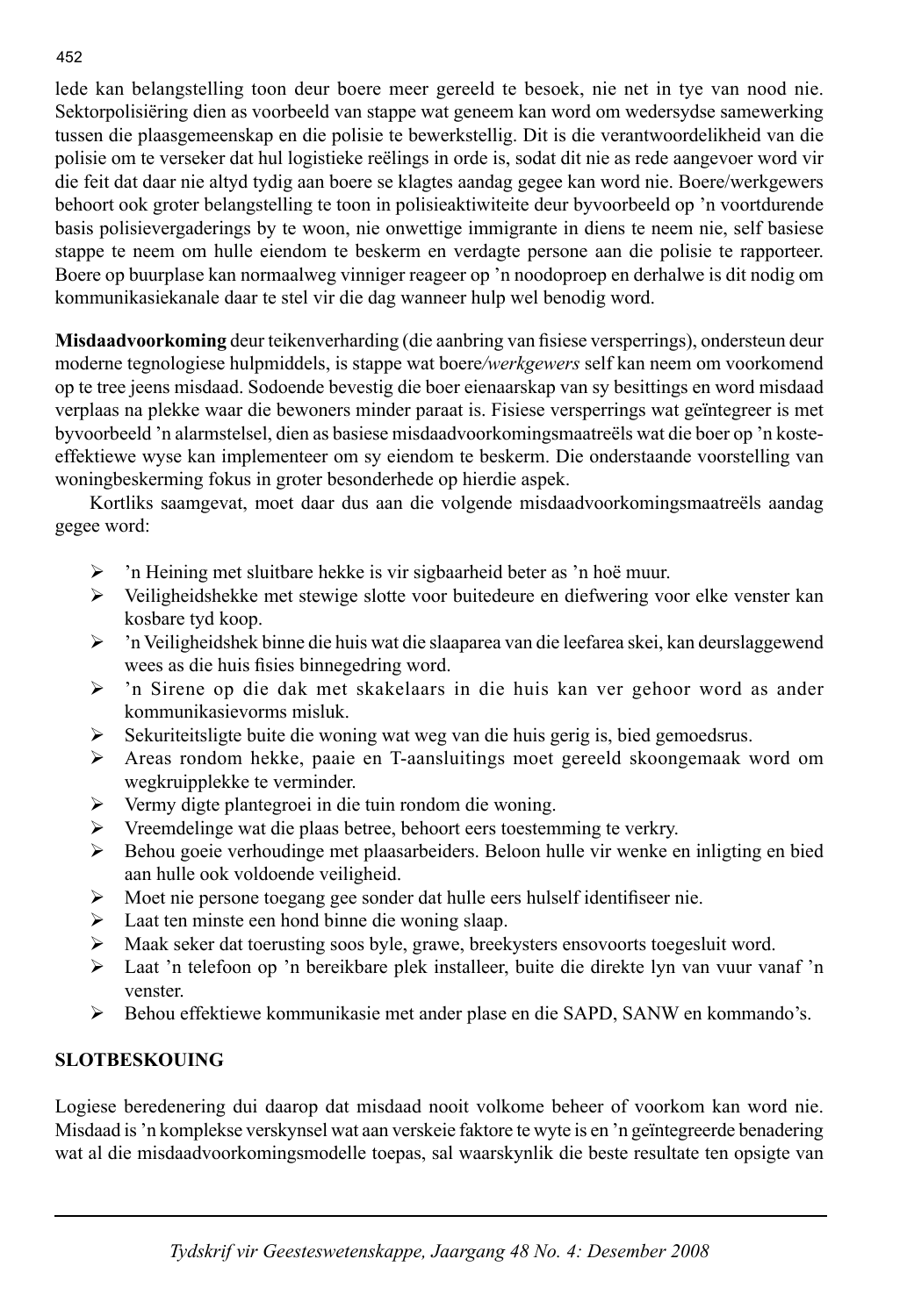lede kan belangstelling toon deur boere meer gereeld te besoek, nie net in tye van nood nie. Sektorpolisiëring dien as voorbeeld van stappe wat geneem kan word om wedersydse samewerking tussen die plaasgemeenskap en die polisie te bewerkstellig. Dit is die verantwoordelikheid van die polisie om te verseker dat hul logistieke reëlings in orde is, sodat dit nie as rede aangevoer word vir die feit dat daar nie altyd tydig aan boere se klagtes aandag gegee kan word nie. Boere/werkgewers behoort ook groter belangstelling te toon in polisieaktiwiteite deur byvoorbeeld op 'n voortdurende basis polisievergaderings by te woon, nie onwettige immigrante in diens te neem nie, self basiese stappe te neem om hulle eiendom te beskerm en verdagte persone aan die polisie te rapporteer. Boere op buurplase kan normaalweg vinniger reageer op 'n noodoproep en derhalwe is dit nodig om kommunikasiekanale daar te stel vir die dag wanneer hulp wel benodig word.

**Misdaadvoorkoming** deur teikenverharding (die aanbring van fisiese versperrings), ondersteun deur moderne tegnologiese hulpmiddels, is stappe wat boere/*werkgewers* self kan neem om voorkomend op te tree jeens misdaad. Sodoende bevestig die boer eienaarskap van sy besittings en word misdaad verplaas na plekke waar die bewoners minder paraat is. Fisiese versperrings wat geïntegreer is met byvoorbeeld 'n alarmstelsel, dien as basiese misdaadvoorkomingsmaatreëls wat die boer op 'n koste-effektiewe wyse kan implementeer om sy eiendom te beskerm. Die onderstaande voorstelling van woningbeskerming fokus in groter besonderhede op hierdie aspek.

Kortliks saamgevat, moet daar dus aan die volgende misdaadvoorkomingsmaatreëls aandag gegee word:

- 'n Heining met sluitbare hekke is vir sigbaarheid beter as 'n hoë muur.
- Veiligheidshekke met stewige slotte voor buitedeure en diefwering voor elke venster kan kosbare tyd koop.
- 'n Veiligheidshek binne die huis wat die slaaparea van die leefarea skei, kan deurslaggewend wees as die huis fisies binnegedring word.
- 'n Sirene op die dak met skakelaars in die huis kan ver gehoor word as ander kommunikasievorms misluk.
- Sekuriteitsligte buite die woning wat weg van die huis gerig is, bied gemoedsrus.
- Areas rondom hekke, paaie en T-aansluitings moet gereeld skoongemaak word om wegkruipplekke te verminder.
- Vermy digte plantegroei in die tuin rondom die woning.
- Vreemdelinge wat die plaas betree, behoort eers toestemming te verkry.
- Behou goeie verhoudinge met plaasarbeiders. Beloon hulle vir wenke en inligting en bied aan hulle ook voldoende veiligheid.
- Moet nie persone toegang gee sonder dat hulle eers hulself identifiseer nie.
- Laat ten minste een hond binne die woning slaap.
- Maak seker dat toerusting soos byle, grawe, breekysters ensovoorts toegesluit word.
- Laat 'n telefoon op 'n bereikbare plek installeer, buite die direkte lyn van vuur vanaf 'n venster.
- Behou effektiewe kommunikasie met ander plase en die SAPD, SANW en kommando's.

## SLOTBESKOUING

Logiese beredenering dui daarop dat misdaad nooit volkome beheer of voorkom kan word nie. Misdaad is 'n komplekse verskynsel wat aan verskeie faktore te wyte is en 'n geïntegreerde benadering wat al die misdaadvoorkomingsmodelle toepas, sal waarskynlik die beste resultate ten opsigte van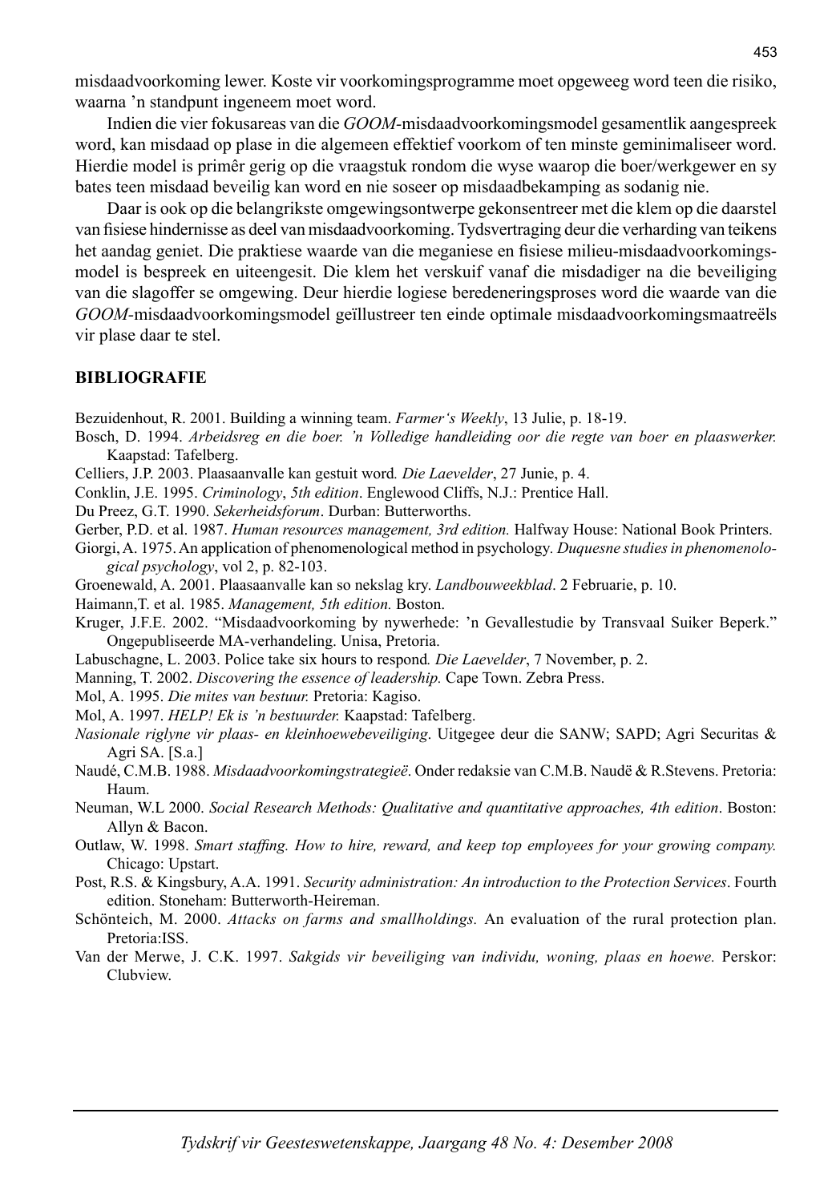misdaadvoorkoming lewer. Koste vir voorkomingsprogramme moet opgeweeg word teen die risiko, waarna 'n standpunt ingeneem moet word.

Indien die vier fokusareas van die *GOOM*-misdaadvoorkomingsmodel gesamentlik aangespreek word, kan misdaad op plase in die algemeen effektief voorkom of ten minste geminimaliseer word. Hierdie model is primêr gerig op die vraagstuk rondom die wyse waarop die boer/werkgewer en sy bates teen misdaad beveilig kan word en nie soseer op misdaadbekamping as sodanig nie.

Daar is ook op die belangrikste omgewingsontwerpe gekonsentreer met die klem op die daarstel van fisiese hindernisse as deel van misdaadvoorkoming. Tydsvertraging deur die verharding van teikens het aandag geniet. Die praktiese waarde van die meganiese en fisiese milieu-misdaadvoorkomingsmodel is bespreek en uiteengesit. Die klem het verskuif vanaf die misdadiger na die beveiliging van die slagoffer se omgewing. Deur hierdie logiese beredeneringsproses word die waarde van die *GOOM*-misdaadvoorkomingsmodel geïllustreer ten einde optimale misdaadvoorkomingsmaatreëls vir plase daar te stel.

## BIBLIOGRAFIE

Bezuidenhout, R. 2001. Building a winning team. *Farmer's Weekly*, 13 Julie, p. 18-19.

Bosch, D. 1994. *Arbeidsreg en die boer. 'n Volledige handleiding oor die regte van boer en plaaswerker.* Kaapstad: Tafelberg.

Celliers, J.P. 2003. Plaasaanvalle kan gestuit word*. Die Laevelder*, 27 Junie, p. 4.

Conklin, J.E. 1995. *Criminology*, *5th edition*. Englewood Cliffs, N.J.: Prentice Hall.

Du Preez, G.T. 1990. *Sekerheidsforum*. Durban: Butterworths.

Gerber, P.D. et al. 1987. *Human resources management, 3rd edition.* Halfway House: National Book Printers.

Giorgi, A. 1975. An application of phenomenological method in psychology. *Duquesne studies in phenomenological psychology*, vol 2, p. 82-103.

Groenewald, A. 2001. Plaasaanvalle kan so nekslag kry. *Landbouweekblad*. 2 Februarie, p. 10.

Haimann,T. et al. 1985. *Management, 5th edition.* Boston.

Kruger, J.F.E. 2002. "Misdaadvoorkoming by nywerhede: 'n Gevallestudie by Transvaal Suiker Beperk." Ongepubliseerde MA-verhandeling. Unisa, Pretoria.

Labuschagne, L. 2003. Police take six hours to respond*. Die Laevelder*, 7 November, p. 2.

Manning, T. 2002. *Discovering the essence of leadership.* Cape Town. Zebra Press.

Mol, A. 1995. *Die mites van bestuur.* Pretoria: Kagiso.

Mol, A. 1997. *HELP! Ek is 'n bestuurder.* Kaapstad: Tafelberg.

*Nasionale riglyne vir plaas- en kleinhoewebeveiliging*. Uitgegee deur die SANW; SAPD; Agri Securitas & Agri SA. [S.a.]

Naudé, C.M.B. 1988. *Misdaadvoorkomingstrategieë*. Onder redaksie van C.M.B. Naudë & R.Stevens. Pretoria: Haum.

Neuman, W.L 2000. *Social Research Methods: Qualitative and quantitative approaches, 4th edition*. Boston: Allyn & Bacon.

Outlaw, W. 1998. *Smart staffing. How to hire, reward, and keep top employees for your growing company.* Chicago: Upstart.

Post, R.S. & Kingsbury, A.A. 1991. *Security administration: An introduction to the Protection Services*. Fourth edition. Stoneham: Butterworth-Heireman.

Schönteich, M. 2000. *Attacks on farms and smallholdings.* An evaluation of the rural protection plan. Pretoria:ISS.

Van der Merwe, J. C.K. 1997. *Sakgids vir beveiliging van individu, woning, plaas en hoewe.* Perskor: Clubview.